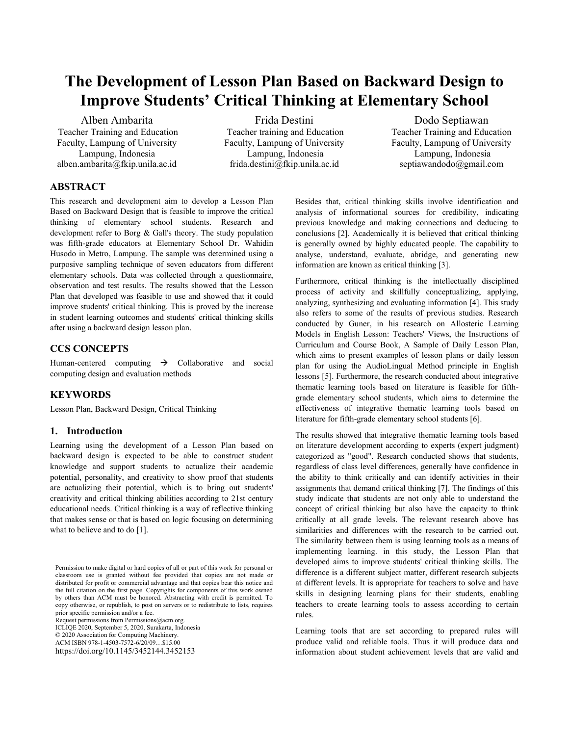# The Development of Lesson Plan Based on Backward Design to Improve Students' Critical Thinking at Elementary School

Alben Ambarita
Teacher Training and Education Faculty, Lampung of University
Lampung, Indonesia
alben.ambarita@fkip.unila.ac.id

Frida Destini
Teacher training and Education Faculty, Lampung of University
Lampung, Indonesia
frida.destini@fkip.unila.ac.id

Dodo Septiawan
Teacher Training and Education Faculty, Lampung of University
Lampung, Indonesia
septiawandodo@gmail.com

## ABSTRACT

This research and development aim to develop a Lesson Plan Based on Backward Design that is feasible to improve the critical thinking of elementary school students. Research and development refer to Borg & Gall's theory. The study population was fifth-grade educators at Elementary School Dr. Wahidin Husodo in Metro, Lampung. The sample was determined using a purposive sampling technique of seven educators from different elementary schools. Data was collected through a questionnaire, observation and test results. The results showed that the Lesson Plan that developed was feasible to use and showed that it could improve students' critical thinking. This is proved by the increase in student learning outcomes and students' critical thinking skills after using a backward design lesson plan.

## CCS CONCEPTS

Human-centered computing → Collaborative and social computing design and evaluation methods

## KEYWORDS

Lesson Plan, Backward Design, Critical Thinking

## 1. Introduction

Learning using the development of a Lesson Plan based on backward design is expected to be able to construct student knowledge and support students to actualize their academic potential, personality, and creativity to show proof that students are actualizing their potential, which is to bring out students' creativity and critical thinking abilities according to 21st century educational needs. Critical thinking is a way of reflective thinking that makes sense or that is based on logic focusing on determining what to believe and to do [1].

Permission to make digital or hard copies of all or part of this work for personal or classroom use is granted without fee provided that copies are not made or distributed for profit or commercial advantage and that copies bear this notice and the full citation on the first page. Copyrights for components of this work owned by others than ACM must be honored. Abstracting with credit is permitted. To copy otherwise, or republish, to post on servers or to redistribute to lists, requires prior specific permission and/or a fee.
Request permissions from Permissions@acm.org.
ICLIQE 2020, September 5, 2020, Surakarta, Indonesia
© 2020 Association for Computing Machinery.
ACM ISBN 978-1-4503-7572-6/20/09…$15.00
https://doi.org/10.1145/3452144.3452153

Besides that, critical thinking skills involve identification and analysis of informational sources for credibility, indicating previous knowledge and making connections and deducing to conclusions [2]. Academically it is believed that critical thinking is generally owned by highly educated people. The capability to analyse, understand, evaluate, abridge, and generating new information are known as critical thinking [3].

Furthermore, critical thinking is the intellectually disciplined process of activity and skillfully conceptualizing, applying, analyzing, synthesizing and evaluating information [4]. This study also refers to some of the results of previous studies. Research conducted by Guner, in his research on Allosteric Learning Models in English Lesson: Teachers' Views, the Instructions of Curriculum and Course Book, A Sample of Daily Lesson Plan, which aims to present examples of lesson plans or daily lesson plan for using the AudioLingual Method principle in English lessons [5]. Furthermore, the research conducted about integrative thematic learning tools based on literature is feasible for fifth-grade elementary school students, which aims to determine the effectiveness of integrative thematic learning tools based on literature for fifth-grade elementary school students [6].

The results showed that integrative thematic learning tools based on literature development according to experts (expert judgment) categorized as "good". Research conducted shows that students, regardless of class level differences, generally have confidence in the ability to think critically and can identify activities in their assignments that demand critical thinking [7]. The findings of this study indicate that students are not only able to understand the concept of critical thinking but also have the capacity to think critically at all grade levels. The relevant research above has similarities and differences with the research to be carried out. The similarity between them is using learning tools as a means of implementing learning. in this study, the Lesson Plan that developed aims to improve students' critical thinking skills. The difference is a different subject matter, different research subjects at different levels. It is appropriate for teachers to solve and have skills in designing learning plans for their students, enabling teachers to create learning tools to assess according to certain rules.

Learning tools that are set according to prepared rules will produce valid and reliable tools. Thus it will produce data and information about student achievement levels that are valid and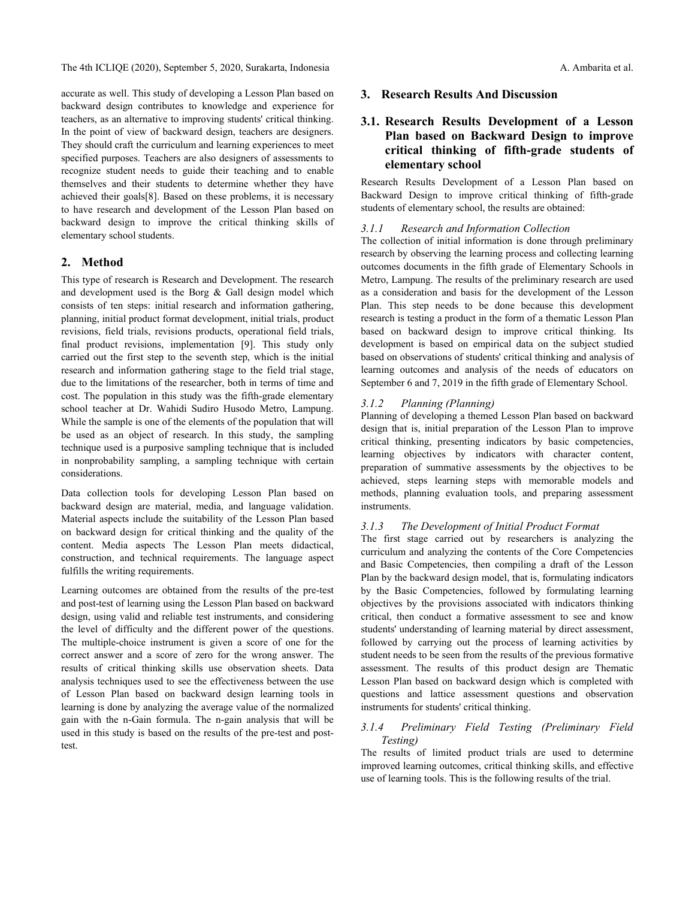accurate as well. This study of developing a Lesson Plan based on backward design contributes to knowledge and experience for teachers, as an alternative to improving students' critical thinking. In the point of view of backward design, teachers are designers. They should craft the curriculum and learning experiences to meet specified purposes. Teachers are also designers of assessments to recognize student needs to guide their teaching and to enable themselves and their students to determine whether they have achieved their goals[8]. Based on these problems, it is necessary to have research and development of the Lesson Plan based on backward design to improve the critical thinking skills of elementary school students.

## 2. Method

This type of research is Research and Development. The research and development used is the Borg & Gall design model which consists of ten steps: initial research and information gathering, planning, initial product format development, initial trials, product revisions, field trials, revisions products, operational field trials, final product revisions, implementation [9]. This study only carried out the first step to the seventh step, which is the initial research and information gathering stage to the field trial stage, due to the limitations of the researcher, both in terms of time and cost. The population in this study was the fifth-grade elementary school teacher at Dr. Wahidi Sudiro Husodo Metro, Lampung. While the sample is one of the elements of the population that will be used as an object of research. In this study, the sampling technique used is a purposive sampling technique that is included in nonprobability sampling, a sampling technique with certain considerations.

Data collection tools for developing Lesson Plan based on backward design are material, media, and language validation. Material aspects include the suitability of the Lesson Plan based on backward design for critical thinking and the quality of the content. Media aspects The Lesson Plan meets didactical, construction, and technical requirements. The language aspect fulfills the writing requirements.

Learning outcomes are obtained from the results of the pre-test and post-test of learning using the Lesson Plan based on backward design, using valid and reliable test instruments, and considering the level of difficulty and the different power of the questions. The multiple-choice instrument is given a score of one for the correct answer and a score of zero for the wrong answer. The results of critical thinking skills use observation sheets. Data analysis techniques used to see the effectiveness between the use of Lesson Plan based on backward design learning tools in learning is done by analyzing the average value of the normalized gain with the n-Gain formula. The n-gain analysis that will be used in this study is based on the results of the pre-test and post-test.

## 3. Research Results And Discussion

### 3.1. Research Results Development of a Lesson Plan based on Backward Design to improve critical thinking of fifth-grade students of elementary school

Research Results Development of a Lesson Plan based on Backward Design to improve critical thinking of fifth-grade students of elementary school, the results are obtained:

#### *3.1.1 Research and Information Collection*

The collection of initial information is done through preliminary research by observing the learning process and collecting learning outcomes documents in the fifth grade of Elementary Schools in Metro, Lampung. The results of the preliminary research are used as a consideration and basis for the development of the Lesson Plan. This step needs to be done because this development research is testing a product in the form of a thematic Lesson Plan based on backward design to improve critical thinking. Its development is based on empirical data on the subject studied based on observations of students' critical thinking and analysis of learning outcomes and analysis of the needs of educators on September 6 and 7, 2019 in the fifth grade of Elementary School.

#### *3.1.2 Planning (Planning)*

Planning of developing a themed Lesson Plan based on backward design that is, initial preparation of the Lesson Plan to improve critical thinking, presenting indicators by basic competencies, learning objectives by indicators with character content, preparation of summative assessments by the objectives to be achieved, steps learning steps with memorable models and methods, planning evaluation tools, and preparing assessment instruments.

#### *3.1.3 The Development of Initial Product Format*

The first stage carried out by researchers is analyzing the curriculum and analyzing the contents of the Core Competencies and Basic Competencies, then compiling a draft of the Lesson Plan by the backward design model, that is, formulating indicators by the Basic Competencies, followed by formulating learning objectives by the provisions associated with indicators thinking critical, then conduct a formative assessment to see and know students' understanding of learning material by direct assessment, followed by carrying out the process of learning activities by student needs to be seen from the results of the previous formative assessment. The results of this product design are Thematic Lesson Plan based on backward design which is completed with questions and lattice assessment questions and observation instruments for students' critical thinking.

#### *3.1.4 Preliminary Field Testing (Preliminary Field Testing)*

The results of limited product trials are used to determine improved learning outcomes, critical thinking skills, and effective use of learning tools. This is the following results of the trial.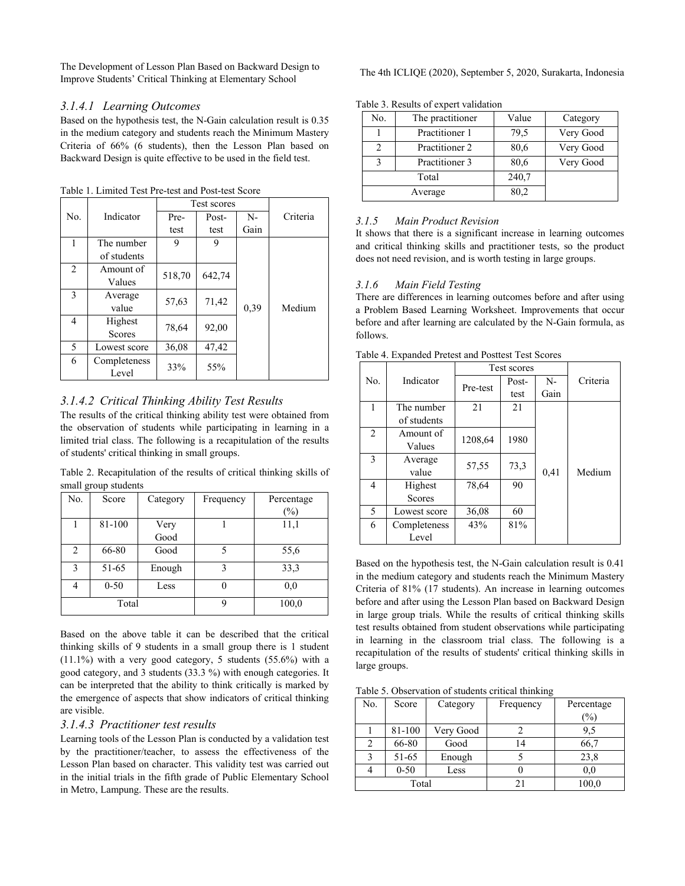### 3.1.4.1 Learning Outcomes

Based on the hypothesis test, the N-Gain calculation result is 0.35 in the medium category and students reach the Minimum Mastery Criteria of 66% (6 students), then the Lesson Plan based on Backward Design is quite effective to be used in the field test.

Table 1. Limited Test Pre-test and Post-test Score

| No. | Indicator | Test scores | | | Criteria |
|---|---|---|---|---|---|
| | | Pre-test | Post-test | N-Gain | |
| 1 | The number of students | 9 | 9 | 0,39 | Medium |
| 2 | Amount of Values | 518,70 | 642,74 | | |
| 3 | Average value | 57,63 | 71,42 | | |
| 4 | Highest Scores | 78,64 | 92,00 | | |
| 5 | Lowest score | 36,08 | 47,42 | | |
| 6 | Completeness Level | 33% | 55% | | |

### 3.1.4.2 Critical Thinking Ability Test Results

The results of the critical thinking ability test were obtained from the observation of students while participating in learning in a limited trial class. The following is a recapitulation of the results of students' critical thinking in small groups.

Table 2. Recapitulation of the results of critical thinking skills of small group students

| No. | Score | Category | Frequency | Percentage (%) |
|---|---|---|---|---|
| 1 | 81-100 | Very Good | 1 | 11,1 |
| 2 | 66-80 | Good | 5 | 55,6 |
| 3 | 51-65 | Enough | 3 | 33,3 |
| 4 | 0-50 | Less | 0 | 0,0 |
| Total | | | 9 | 100,0 |

Based on the above table it can be described that the critical thinking skills of 9 students in a small group there is 1 student (11.1%) with a very good category, 5 students (55.6%) with a good category, and 3 students (33.3 %) with enough categories. It can be interpreted that the ability to think critically is marked by the emergence of aspects that show indicators of critical thinking are visible.

### 3.1.4.3 Practitioner test results

Learning tools of the Lesson Plan is conducted by a validation test by the practitioner/teacher, to assess the effectiveness of the Lesson Plan based on character. This validity test was carried out in the initial trials in the fifth grade of Public Elementary School in Metro, Lampung. These are the results.

Table 3. Results of expert validation

| No. | The practitioner | Value | Category |
|---|---|---|---|
| 1 | Practitioner 1 | 79,5 | Very Good |
| 2 | Practitioner 2 | 80,6 | Very Good |
| 3 | Practitioner 3 | 80,6 | Very Good |
| Total | | 240,7 | |
| Average | | 80,2 | |

### 3.1.5 Main Product Revision

It shows that there is a significant increase in learning outcomes and critical thinking skills and practitioner tests, so the product does not need revision, and is worth testing in large groups.

### 3.1.6 Main Field Testing

There are differences in learning outcomes before and after using a Problem Based Learning Worksheet. Improvements that occur before and after learning are calculated by the N-Gain formula, as follows.

Table 4. Expanded Pretest and Posttest Test Scores

| No. | Indicator | Test scores | | | Criteria |
|---|---|---|---|---|---|
| | | Pre-test | Post-test | N-Gain | |
| 1 | The number of students | 21 | 21 | 0,41 | Medium |
| 2 | Amount of Values | 1208,64 | 1980 | | |
| 3 | Average value | 57,55 | 73,3 | | |
| 4 | Highest Scores | 78,64 | 90 | | |
| 5 | Lowest score | 36,08 | 60 | | |
| 6 | Completeness Level | 43% | 81% | | |

Based on the hypothesis test, the N-Gain calculation result is 0.41 in the medium category and students reach the Minimum Mastery Criteria of 81% (17 students). An increase in learning outcomes before and after using the Lesson Plan based on Backward Design in large group trials. While the results of critical thinking skills test results obtained from student observations while participating in learning in the classroom trial class. The following is a recapitulation of the results of students' critical thinking skills in large groups.

Table 5. Observation of students critical thinking

| No. | Score | Category | Frequency | Percentage (%) |
|---|---|---|---|---|
| 1 | 81-100 | Very Good | 2 | 9,5 |
| 2 | 66-80 | Good | 14 | 66,7 |
| 3 | 51-65 | Enough | 5 | 23,8 |
| 4 | 0-50 | Less | 0 | 0,0 |
| Total | | | 21 | 100,0 |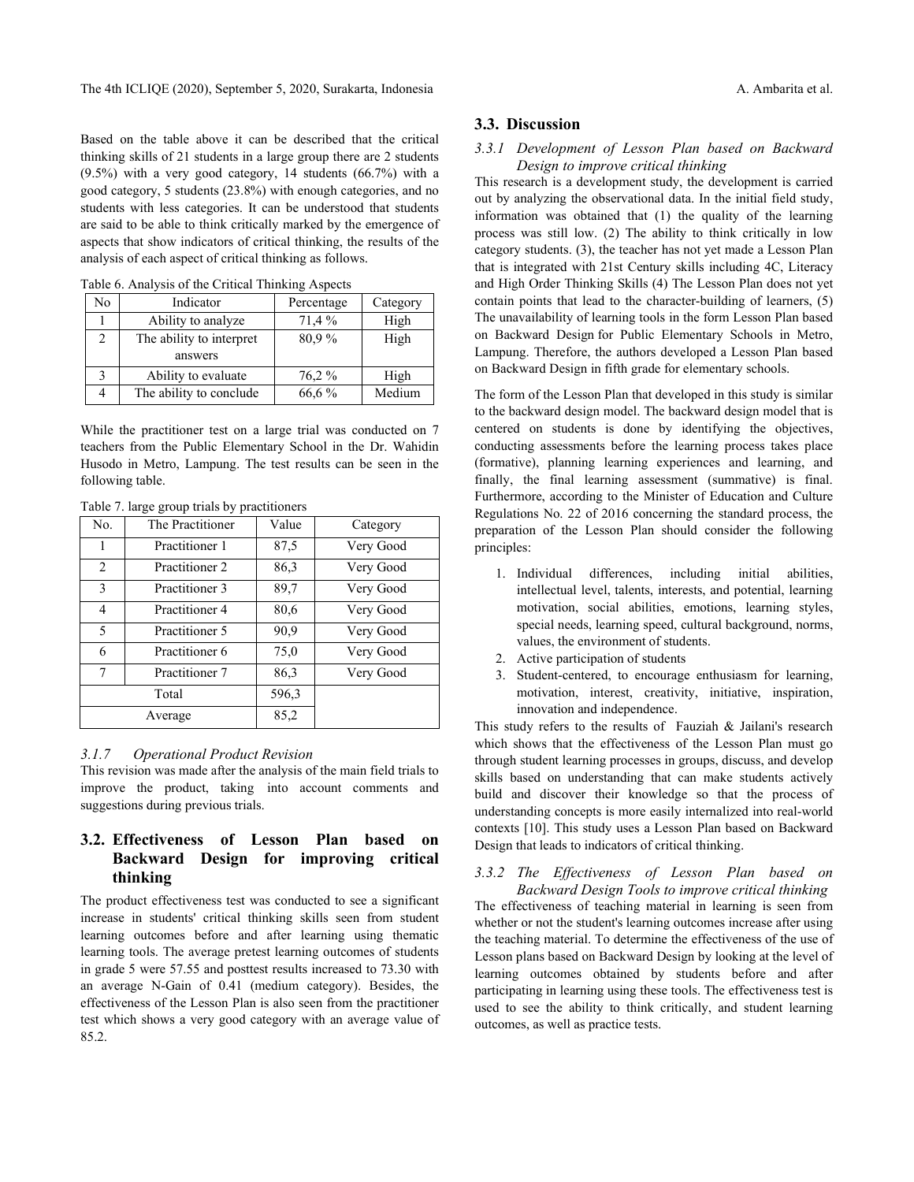Based on the table above it can be described that the critical thinking skills of 21 students in a large group there are 2 students (9.5%) with a very good category, 14 students (66.7%) with a good category, 5 students (23.8%) with enough categories, and no students with less categories. It can be understood that students are said to be able to think critically marked by the emergence of aspects that show indicators of critical thinking, the results of the analysis of each aspect of critical thinking as follows.

Table 6. Analysis of the Critical Thinking Aspects

| No | Indicator | Percentage | Category |
|---|---|---|---|
| 1 | Ability to analyze | 71,4 % | High |
| 2 | The ability to interpret answers | 80,9 % | High |
| 3 | Ability to evaluate | 76,2 % | High |
| 4 | The ability to conclude | 66,6 % | Medium |

While the practitioner test on a large trial was conducted on 7 teachers from the Public Elementary School in the Dr. Wahidin Husodo in Metro, Lampung. The test results can be seen in the following table.

Table 7. large group trials by practitioners

| No. | The Practitioner | Value | Category |
|---|---|---|---|
| 1 | Practitioner 1 | 87,5 | Very Good |
| 2 | Practitioner 2 | 86,3 | Very Good |
| 3 | Practitioner 3 | 89,7 | Very Good |
| 4 | Practitioner 4 | 80,6 | Very Good |
| 5 | Practitioner 5 | 90,9 | Very Good |
| 6 | Practitioner 6 | 75,0 | Very Good |
| 7 | Practitioner 7 | 86,3 | Very Good |
| Total | | 596,3 | |
| Average | | 85,2 | |

#### *3.1.7 Operational Product Revision*

This revision was made after the analysis of the main field trials to improve the product, taking into account comments and suggestions during previous trials.

## 3.2. Effectiveness of Lesson Plan based on Backward Design for improving critical thinking

The product effectiveness test was conducted to see a significant increase in students' critical thinking skills seen from student learning outcomes before and after learning using thematic learning tools. The average pretest learning outcomes of students in grade 5 were 57.55 and posttest results increased to 73.30 with an average N-Gain of 0.41 (medium category). Besides, the effectiveness of the Lesson Plan is also seen from the practitioner test which shows a very good category with an average value of 85.2.

## 3.3. Discussion

#### *3.3.1 Development of Lesson Plan based on Backward Design to improve critical thinking*

This research is a development study, the development is carried out by analyzing the observational data. In the initial field study, information was obtained that (1) the quality of the learning process was still low. (2) The ability to think critically in low category students. (3), the teacher has not yet made a Lesson Plan that is integrated with 21st Century skills including 4C, Literacy and High Order Thinking Skills (4) The Lesson Plan does not yet contain points that lead to the character-building of learners, (5) The unavailability of learning tools in the form Lesson Plan based on Backward Design for Public Elementary Schools in Metro, Lampung. Therefore, the authors developed a Lesson Plan based on Backward Design in fifth grade for elementary schools.

The form of the Lesson Plan that developed in this study is similar to the backward design model. The backward design model that is centered on students is done by identifying the objectives, conducting assessments before the learning process takes place (formative), planning learning experiences and learning, and finally, the final learning assessment (summative) is final. Furthermore, according to the Minister of Education and Culture Regulations No. 22 of 2016 concerning the standard process, the preparation of the Lesson Plan should consider the following principles:

1. Individual differences, including initial abilities, intellectual level, talents, interests, and potential, learning motivation, social abilities, emotions, learning styles, special needs, learning speed, cultural background, norms, values, the environment of students.
2. Active participation of students
3. Student-centered, to encourage enthusiasm for learning, motivation, interest, creativity, initiative, inspiration, innovation and independence.

This study refers to the results of Fauziah & Jailani's research which shows that the effectiveness of the Lesson Plan must go through student learning processes in groups, discuss, and develop skills based on understanding that can make students actively build and discover their knowledge so that the process of understanding concepts is more easily internalized into real-world contexts [10]. This study uses a Lesson Plan based on Backward Design that leads to indicators of critical thinking.

#### *3.3.2 The Effectiveness of Lesson Plan based on Backward Design Tools to improve critical thinking*

The effectiveness of teaching material in learning is seen from whether or not the student's learning outcomes increase after using the teaching material. To determine the effectiveness of the use of Lesson plans based on Backward Design by looking at the level of learning outcomes obtained by students before and after participating in learning using these tools. The effectiveness test is used to see the ability to think critically, and student learning outcomes, as well as practice tests.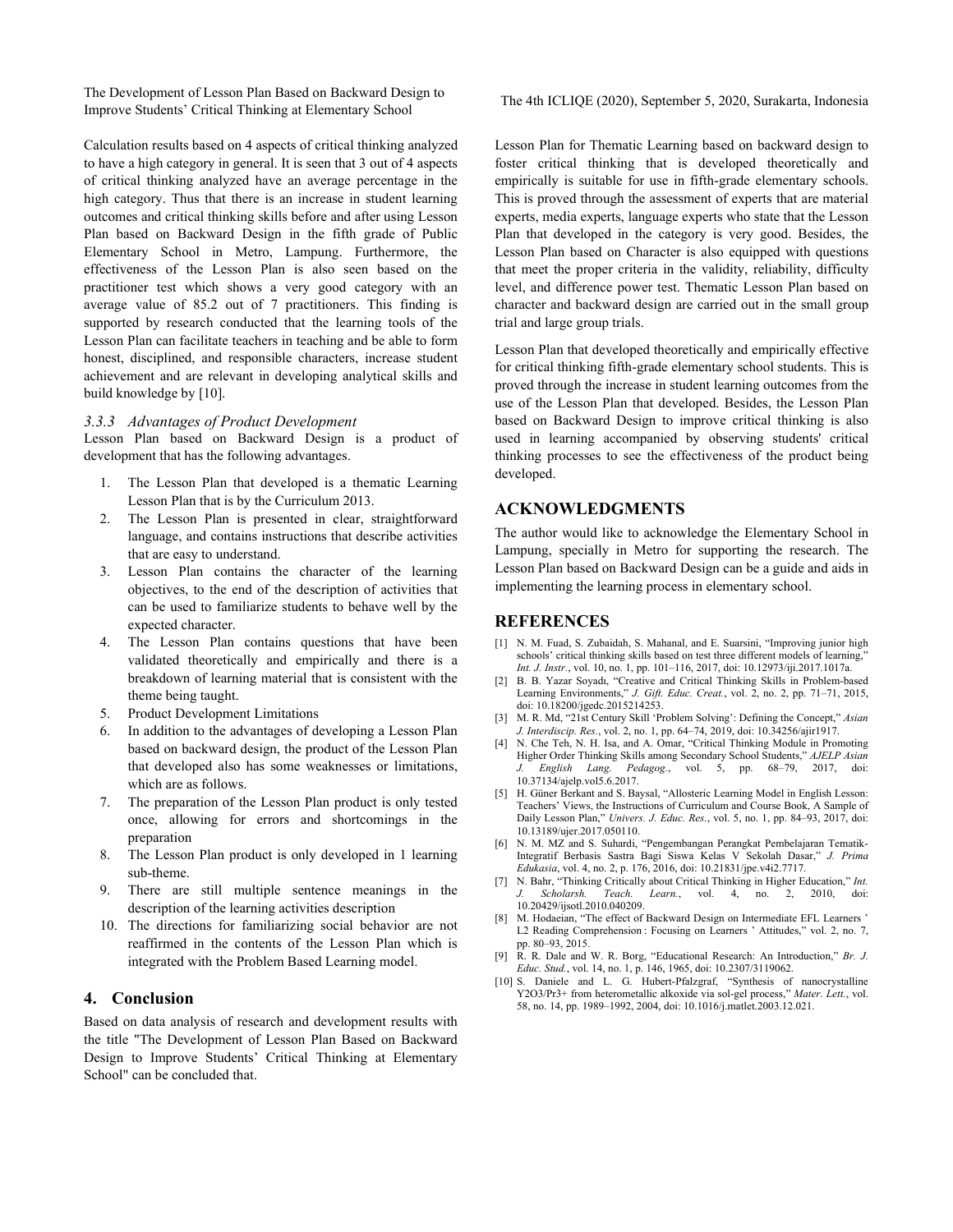Calculation results based on 4 aspects of critical thinking analyzed to have a high category in general. It is seen that 3 out of 4 aspects of critical thinking analyzed have an average percentage in the high category. Thus that there is an increase in student learning outcomes and critical thinking skills before and after using Lesson Plan based on Backward Design in the fifth grade of Public Elementary School in Metro, Lampung. Furthermore, the effectiveness of the Lesson Plan is also seen based on the practitioner test which shows a very good category with an average value of 85.2 out of 7 practitioners. This finding is supported by research conducted that the learning tools of the Lesson Plan can facilitate teachers in teaching and be able to form honest, disciplined, and responsible characters, increase student achievement and are relevant in developing analytical skills and build knowledge by [10].

### *3.3.3 Advantages of Product Development*

Lesson Plan based on Backward Design is a product of development that has the following advantages.

1. The Lesson Plan that developed is a thematic Learning Lesson Plan that is by the Curriculum 2013.
2. The Lesson Plan is presented in clear, straightforward language, and contains instructions that describe activities that are easy to understand.
3. Lesson Plan contains the character of the learning objectives, to the end of the description of activities that can be used to familiarize students to behave well by the expected character.
4. The Lesson Plan contains questions that have been validated theoretically and empirically and there is a breakdown of learning material that is consistent with the theme being taught.
5. Product Development Limitations
6. In addition to the advantages of developing a Lesson Plan based on backward design, the product of the Lesson Plan that developed also has some weaknesses or limitations, which are as follows.
7. The preparation of the Lesson Plan product is only tested once, allowing for errors and shortcomings in the preparation
8. The Lesson Plan product is only developed in 1 learning sub-theme.
9. There are still multiple sentence meanings in the description of the learning activities description
10. The directions for familiarizing social behavior are not reaffirmed in the contents of the Lesson Plan which is integrated with the Problem Based Learning model.

## 4. Conclusion

Based on data analysis of research and development results with the title "The Development of Lesson Plan Based on Backward Design to Improve Students' Critical Thinking at Elementary School" can be concluded that.

Lesson Plan for Thematic Learning based on backward design to foster critical thinking that is developed theoretically and empirically is suitable for use in fifth-grade elementary schools. This is proved through the assessment of experts that are material experts, media experts, language experts who state that the Lesson Plan that developed in the category is very good. Besides, the Lesson Plan based on Character is also equipped with questions that meet the proper criteria in the validity, reliability, difficulty level, and difference power test. Thematic Lesson Plan based on character and backward design are carried out in the small group trial and large group trials.

Lesson Plan that developed theoretically and empirically effective for critical thinking fifth-grade elementary school students. This is proved through the increase in student learning outcomes from the use of the Lesson Plan that developed. Besides, the Lesson Plan based on Backward Design to improve critical thinking is also used in learning accompanied by observing students' critical thinking processes to see the effectiveness of the product being developed.

## ACKNOWLEDGMENTS

The author would like to acknowledge the Elementary School in Lampung, specially in Metro for supporting the research. The Lesson Plan based on Backward Design can be a guide and aids in implementing the learning process in elementary school.

## REFERENCES

[1] N. M. Fuad, S. Zubaidah, S. Mahanal, and E. Suarsini, "Improving junior high schools' critical thinking skills based on test three different models of learning," *Int. J. Instr.*, vol. 10, no. 1, pp. 101–116, 2017, doi: 10.12973/iji.2017.1017a.

[2] B. B. Yazar Soyadı, "Creative and Critical Thinking Skills in Problem-based Learning Environments," *J. Gift. Educ. Creat.*, vol. 2, no. 2, pp. 71–71, 2015, doi: 10.18200/jgedc.2015214253.

[3] M. R. Md, "21st Century Skill 'Problem Solving': Defining the Concept," *Asian J. Interdiscip. Res.*, vol. 2, no. 1, pp. 64–74, 2019, doi: 10.34256/ajir1917.

[4] N. Che Teh, N. H. Isa, and A. Omar, "Critical Thinking Module in Promoting Higher Order Thinking Skills among Secondary School Students," *AJELP Asian J. English Lang. Pedagog.*, vol. 5, pp. 68–79, 2017, doi: 10.37134/ajelp.vol5.6.2017.

[5] H. Güner Berkant and S. Baysal, "Allosteric Learning Model in English Lesson: Teachers' Views, the Instructions of Curriculum and Course Book, A Sample of Daily Lesson Plan," *Univers. J. Educ. Res.*, vol. 5, no. 1, pp. 84–93, 2017, doi: 10.13189/ujer.2017.050110.

[6] N. M. MZ and S. Suhardi, "Pengembangan Perangkat Pembelajaran Tematik-Integratif Berbasis Sastra Bagi Siswa Kelas V Sekolah Dasar," *J. Prima Edukasia*, vol. 4, no. 2, p. 176, 2016, doi: 10.21831/jpe.v4i2.7717.

[7] N. Bahr, "Thinking Critically about Critical Thinking in Higher Education," *Int. J. Scholarsh. Teach. Learn.*, vol. 4, no. 2, 2010, doi: 10.20429/ijsotl.2010.040209.

[8] M. Hodaeian, "The effect of Backward Design on Intermediate EFL Learners ' L2 Reading Comprehension : Focusing on Learners ' Attitudes," vol. 2, no. 7, pp. 80–93, 2015.

[9] R. R. Dale and W. R. Borg, "Educational Research: An Introduction," *Br. J. Educ. Stud.*, vol. 14, no. 1, p. 146, 1965, doi: 10.2307/3119062.

[10] S. Daniele and L. G. Hubert-Pfalzgraf, "Synthesis of nanocrystalline $Y_2O_3/Pr^{3+}$ from heterometallic alkoxide via sol-gel process," *Mater. Lett.*, vol. 58, no. 14, pp. 1989–1992, 2004, doi: 10.1016/j.matlet.2003.12.021.